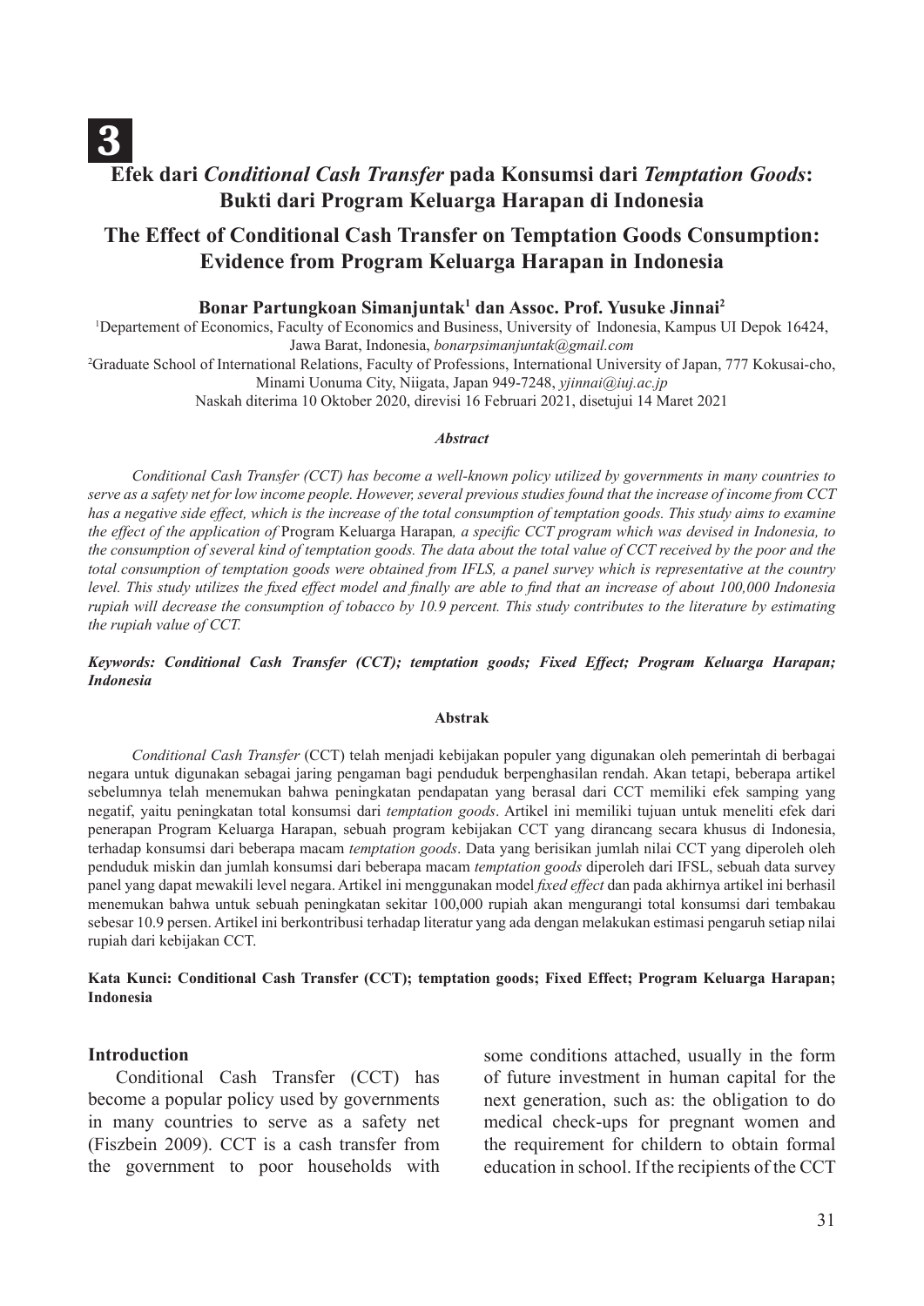**3**

# Efek dari *Conditional Cash Transfer* pada Konsumsi dari *Temptation Goods*: Bukti dari Program Keluarga Harapan di Indonesia

# The Effect of Conditional Cash Transfer on Temptation Goods Consumption: Evidence from Program Keluarga Harapan in Indonesia

**Bonar Partungkoan Simanjuntak[1] dan Assoc. Prof. Yusuke Jinnai[2]**

[1]Departement of Economics, Faculty of Economics and Business, University of Indonesia, Kampus UI Depok 16424, Jawa Barat, Indonesia, *bonarpsimanjuntak@gmail.com*

[2]Graduate School of International Relations, Faculty of Professions, International University of Japan, 777 Kokusai-cho, Minami Uonuma City, Niigata, Japan 949-7248, *yjinnai@iuj.ac.jp*

Naskah diterima 10 Oktober 2020, direvisi 16 Februari 2021, disetujui 14 Maret 2021

***Abstract***

*Conditional Cash Transfer (CCT) has become a well-known policy utilized by governments in many countries to serve as a safety net for low income people. However, several previous studies found that the increase of income from CCT has a negative side effect, which is the increase of the total consumption of temptation goods. This study aims to examine the effect of the application of* Program Keluarga Harapan*, a specific CCT program which was devised in Indonesia, to the consumption of several kind of temptation goods. The data about the total value of CCT received by the poor and the total consumption of temptation goods were obtained from IFLS, a panel survey which is representative at the country level. This study utilizes the fixed effect model and finally are able to find that an increase of about 100,000 Indonesia rupiah will decrease the consumption of tobacco by 10.9 percent. This study contributes to the literature by estimating the rupiah value of CCT.*

***Keywords: Conditional Cash Transfer (CCT); temptation goods; Fixed Effect; Program Keluarga Harapan; Indonesia***

**Abstrak**

*Conditional Cash Transfer* (CCT) telah menjadi kebijakan populer yang digunakan oleh pemerintah di berbagai negara untuk digunakan sebagai jaring pengaman bagi penduduk berpenghasilan rendah. Akan tetapi, beberapa artikel sebelumnya telah menemukan bahwa peningkatan pendapatan yang berasal dari CCT memiliki efek samping yang negatif, yaitu peningkatan total konsumsi dari *temptation goods*. Artikel ini memiliki tujuan untuk meneliti efek dari penerapan Program Keluarga Harapan, sebuah program kebijakan CCT yang dirancang secara khusus di Indonesia, terhadap konsumsi dari beberapa macam *temptation goods*. Data yang berisikan jumlah nilai CCT yang diperoleh oleh penduduk miskin dan jumlah konsumsi dari beberapa macam *temptation goods* diperoleh dari IFSL, sebuah data survey panel yang dapat mewakili level negara. Artikel ini menggunakan model *fixed effect* dan pada akhirnya artikel ini berhasil menemukan bahwa untuk sebuah peningkatan sekitar 100,000 rupiah akan mengurangi total konsumsi dari tembakau sebesar 10.9 persen. Artikel ini berkontribusi terhadap literatur yang ada dengan melakukan estimasi pengaruh setiap nilai rupiah dari kebijakan CCT.

**Kata Kunci: Conditional Cash Transfer (CCT); temptation goods; Fixed Effect; Program Keluarga Harapan; Indonesia**

## Introduction

Conditional Cash Transfer (CCT) has become a popular policy used by governments in many countries to serve as a safety net (Fiszbein 2009). CCT is a cash transfer from the government to poor households with some conditions attached, usually in the form of future investment in human capital for the next generation, such as: the obligation to do medical check-ups for pregnant women and the requirement for childern to obtain formal education in school. If the recipients of the CCT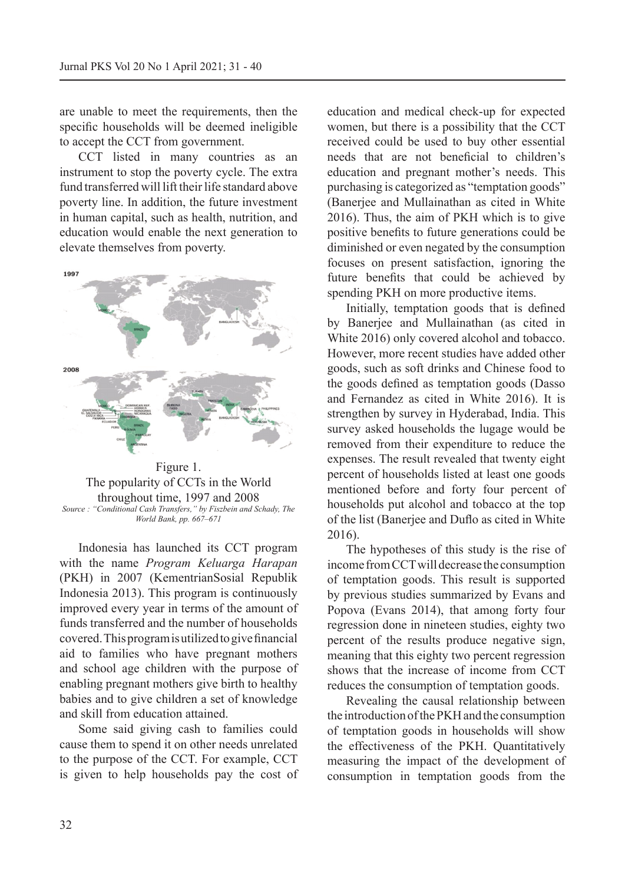are unable to meet the requirements, then the specific households will be deemed ineligible to accept the CCT from government.

CCT listed in many countries as an instrument to stop the poverty cycle. The extra fund transferred will lift their life standard above poverty line. In addition, the future investment in human capital, such as health, nutrition, and education would enable the next generation to elevate themselves from poverty.

Figure 1.
The popularity of CCTs in the World throughout time, 1997 and 2008
*Source : "Conditional Cash Transfers," by Fiszbein and Schady, The World Bank, pp. 667–671*

Indonesia has launched its CCT program with the name *Program Keluarga Harapan* (PKH) in 2007 (KementrianSosial Republik Indonesia 2013). This program is continuously improved every year in terms of the amount of funds transferred and the number of households covered. This program is utilized to give financial aid to families who have pregnant mothers and school age children with the purpose of enabling pregnant mothers give birth to healthy babies and to give children a set of knowledge and skill from education attained.

Some said giving cash to families could cause them to spend it on other needs unrelated to the purpose of the CCT. For example, CCT is given to help households pay the cost of education and medical check-up for expected women, but there is a possibility that the CCT received could be used to buy other essential needs that are not beneficial to children's education and pregnant mother's needs. This purchasing is categorized as "temptation goods" (Banerjee and Mullainathan as cited in White 2016). Thus, the aim of PKH which is to give positive benefits to future generations could be diminished or even negated by the consumption focuses on present satisfaction, ignoring the future benefits that could be achieved by spending PKH on more productive items.

Initially, temptation goods that is defined by Banerjee and Mullainathan (as cited in White 2016) only covered alcohol and tobacco. However, more recent studies have added other goods, such as soft drinks and Chinese food to the goods defined as temptation goods (Dasso and Fernandez as cited in White 2016). It is strengthen by survey in Hyderabad, India. This survey asked households the lugage would be removed from their expenditure to reduce the expenses. The result revealed that twenty eight percent of households listed at least one goods mentioned before and forty four percent of households put alcohol and tobacco at the top of the list (Banerjee and Duflo as cited in White 2016).

The hypotheses of this study is the rise of income from CCT will decrease the consumption of temptation goods. This result is supported by previous studies summarized by Evans and Popova (Evans 2014), that among forty four regression done in nineteen studies, eighty two percent of the results produce negative sign, meaning that this eighty two percent regression shows that the increase of income from CCT reduces the consumption of temptation goods.

Revealing the causal relationship between the introduction of the PKH and the consumption of temptation goods in households will show the effectiveness of the PKH. Quantitatively measuring the impact of the development of consumption in temptation goods from the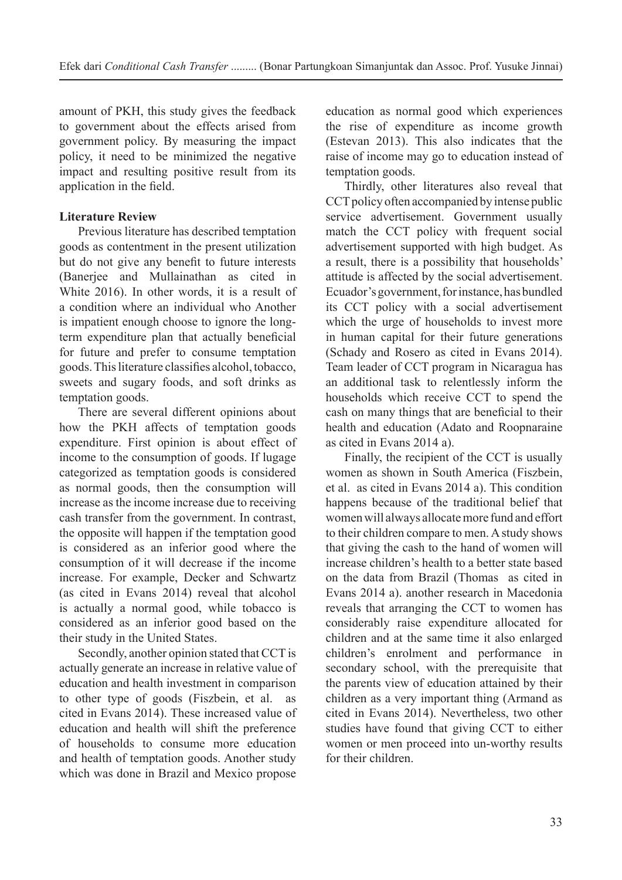amount of PKH, this study gives the feedback to government about the effects arised from government policy. By measuring the impact policy, it need to be minimized the negative impact and resulting positive result from its application in the field.

**Literature Review**

Previous literature has described temptation goods as contentment in the present utilization but do not give any benefit to future interests (Banerjee and Mullainathan as cited in White 2016). In other words, it is a result of a condition where an individual who Another is impatient enough choose to ignore the long-term expenditure plan that actually beneficial for future and prefer to consume temptation goods. This literature classifies alcohol, tobacco, sweets and sugary foods, and soft drinks as temptation goods.

There are several different opinions about how the PKH affects of temptation goods expenditure. First opinion is about effect of income to the consumption of goods. If lugage categorized as temptation goods is considered as normal goods, then the consumption will increase as the income increase due to receiving cash transfer from the government. In contrast, the opposite will happen if the temptation good is considered as an inferior good where the consumption of it will decrease if the income increase. For example, Decker and Schwartz (as cited in Evans 2014) reveal that alcohol is actually a normal good, while tobacco is considered as an inferior good based on the their study in the United States.

Secondly, another opinion stated that CCT is actually generate an increase in relative value of education and health investment in comparison to other type of goods (Fiszbein, et al. as cited in Evans 2014). These increased value of education and health will shift the preference of households to consume more education and health of temptation goods. Another study which was done in Brazil and Mexico propose education as normal good which experiences the rise of expenditure as income growth (Estevan 2013). This also indicates that the raise of income may go to education instead of temptation goods.

Thirdly, other literatures also reveal that CCT policy often accompanied by intense public service advertisement. Government usually match the CCT policy with frequent social advertisement supported with high budget. As a result, there is a possibility that households' attitude is affected by the social advertisement. Ecuador's government, for instance, has bundled its CCT policy with a social advertisement which the urge of households to invest more in human capital for their future generations (Schady and Rosero as cited in Evans 2014). Team leader of CCT program in Nicaragua has an additional task to relentlessly inform the households which receive CCT to spend the cash on many things that are beneficial to their health and education (Adato and Roopnaraine as cited in Evans 2014 a).

Finally, the recipient of the CCT is usually women as shown in South America (Fiszbein, et al. as cited in Evans 2014 a). This condition happens because of the traditional belief that women will always allocate more fund and effort to their children compare to men. A study shows that giving the cash to the hand of women will increase children's health to a better state based on the data from Brazil (Thomas as cited in Evans 2014 a). another research in Macedonia reveals that arranging the CCT to women has considerably raise expenditure allocated for children and at the same time it also enlarged children's enrolment and performance in secondary school, with the prerequisite that the parents view of education attained by their children as a very important thing (Armand as cited in Evans 2014). Nevertheless, two other studies have found that giving CCT to either women or men proceed into un-worthy results for their children.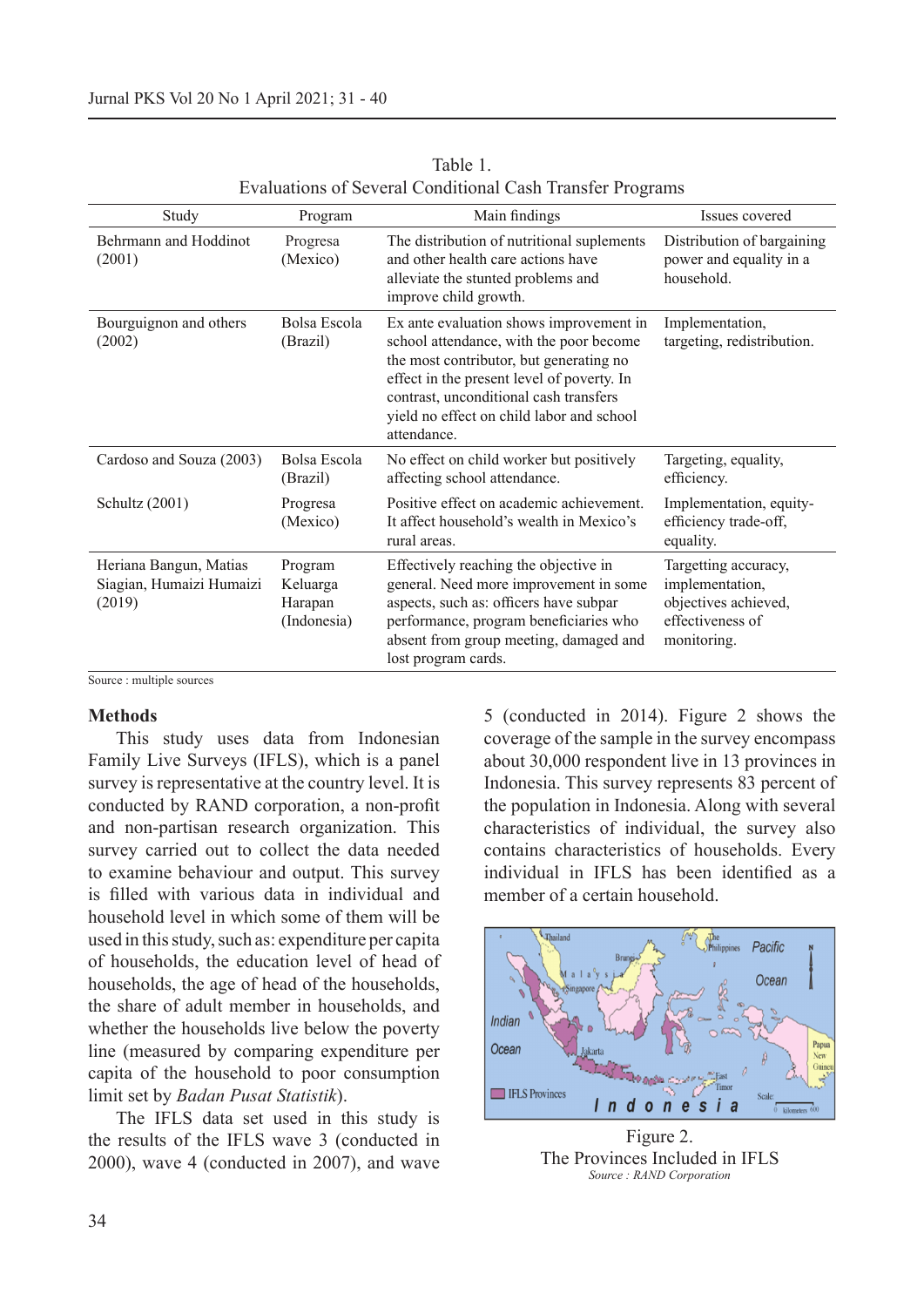Table 1.
Evaluations of Several Conditional Cash Transfer Programs

| Study | Program | Main findings | Issues covered |
|---|---|---|---|
| Behrmann and Hoddinot (2001) | Progresa (Mexico) | The distribution of nutritional suplements and other health care actions have alleviate the stunted problems and improve child growth. | Distribution of bargaining power and equality in a household. |
| Bourguignon and others (2002) | Bolsa Escola (Brazil) | Ex ante evaluation shows improvement in school attendance, with the poor become the most contributor, but generating no effect in the present level of poverty. In contrast, unconditional cash transfers yield no effect on child labor and school attendance. | Implementation, targeting, redistribution. |
| Cardoso and Souza (2003) | Bolsa Escola (Brazil) | No effect on child worker but positively affecting school attendance. | Targeting, equality, efficiency. |
| Schultz (2001) | Progresa (Mexico) | Positive effect on academic achievement. It affect household's wealth in Mexico's rural areas. | Implementation, equity-efficiency trade-off, equality. |
| Heriana Bangun, Matias Siagian, Humaizi Humaizi (2019) | Program Keluarga Harapan (Indonesia) | Effectively reaching the objective in general. Need more improvement in some aspects, such as: officers have subpar performance, program beneficiaries who absent from group meeting, damaged and lost program cards. | Targetting accuracy, implementation, objectives achieved, effectiveness of monitoring. |

Source : multiple sources

## Methods

This study uses data from Indonesian Family Live Surveys (IFLS), which is a panel survey is representative at the country level. It is conducted by RAND corporation, a non-profit and non-partisan research organization. This survey carried out to collect the data needed to examine behaviour and output. This survey is filled with various data in individual and household level in which some of them will be used in this study, such as: expenditure per capita of households, the education level of head of households, the age of head of the households, the share of adult member in households, and whether the households live below the poverty line (measured by comparing expenditure per capita of the household to poor consumption limit set by *Badan Pusat Statistik*).

The IFLS data set used in this study is the results of the IFLS wave 3 (conducted in 2000), wave 4 (conducted in 2007), and wave 5 (conducted in 2014). Figure 2 shows the coverage of the sample in the survey encompass about 30,000 respondent live in 13 provinces in Indonesia. This survey represents 83 percent of the population in Indonesia. Along with several characteristics of individual, the survey also contains characteristics of households. Every individual in IFLS has been identified as a member of a certain household.

Figure 2.
The Provinces Included in IFLS
*Source : RAND Corporation*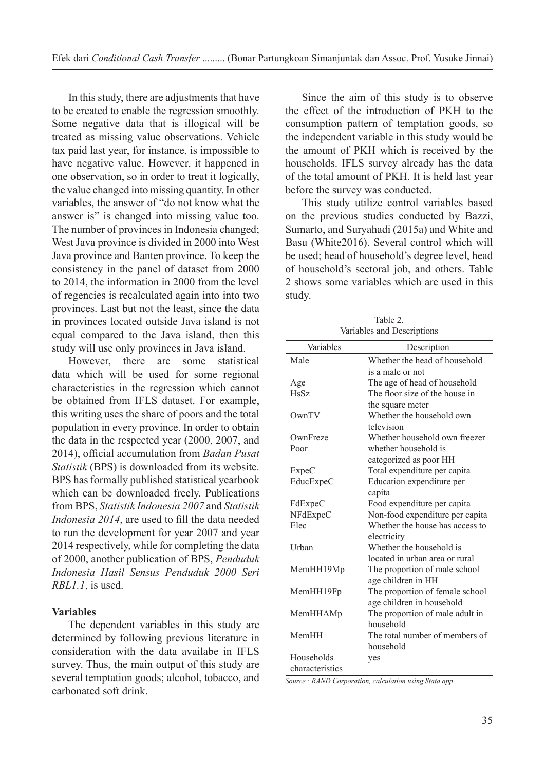In this study, there are adjustments that have to be created to enable the regression smoothly. Some negative data that is illogical will be treated as missing value observations. Vehicle tax paid last year, for instance, is impossible to have negative value. However, it happened in one observation, so in order to treat it logically, the value changed into missing quantity. In other variables, the answer of "do not know what the answer is" is changed into missing value too. The number of provinces in Indonesia changed; West Java province is divided in 2000 into West Java province and Banten province. To keep the consistency in the panel of dataset from 2000 to 2014, the information in 2000 from the level of regencies is recalculated again into into two provinces. Last but not the least, since the data in provinces located outside Java island is not equal compared to the Java island, then this study will use only provinces in Java island.

However, there are some statistical data which will be used for some regional characteristics in the regression which cannot be obtained from IFLS dataset. For example, this writing uses the share of poors and the total population in every province. In order to obtain the data in the respected year (2000, 2007, and 2014), official accumulation from *Badan Pusat Statistik* (BPS) is downloaded from its website. BPS has formally published statistical yearbook which can be downloaded freely. Publications from BPS, *Statistik Indonesia 2007* and *Statistik Indonesia 2014*, are used to fill the data needed to run the development for year 2007 and year 2014 respectively, while for completing the data of 2000, another publication of BPS, *Penduduk Indonesia Hasil Sensus Penduduk 2000 Seri RBL1.1*, is used.

### Variables

The dependent variables in this study are determined by following previous literature in consideration with the data availabe in IFLS survey. Thus, the main output of this study are several temptation goods; alcohol, tobacco, and carbonated soft drink.

Since the aim of this study is to observe the effect of the introduction of PKH to the consumption pattern of temptation goods, so the independent variable in this study would be the amount of PKH which is received by the households. IFLS survey already has the data of the total amount of PKH. It is held last year before the survey was conducted.

This study utilize control variables based on the previous studies conducted by Bazzi, Sumarto, and Suryahadi (2015a) and White and Basu (White2016). Several control which will be used; head of household's degree level, head of household's sectoral job, and others. Table 2 shows some variables which are used in this study.

Table 2.
Variables and Descriptions

| Variables | Description |
|---|---|
| Male | Whether the head of household is a male or not |
| Age | The age of head of household |
| HsSz | The floor size of the house in the square meter |
| OwnTV | Whether the household own television |
| OwnFreze | Whether household own freezer |
| Poor | whether household is categorized as poor HH |
| ExpeC | Total expenditure per capita |
| EducExpeC | Education expenditure per capita |
| FdExpeC | Food expenditure per capita |
| NFdExpeC | Non-food expenditure per capita |
| Elec | Whether the house has access to electricity |
| Urban | Whether the household is located in urban area or rural |
| MemHH19Mp | The proportion of male school age children in HH |
| MemHH19Fp | The proportion of female school age children in household |
| MemHHAMp | The proportion of male adult in household |
| MemHH | The total number of members of household |
| Households characteristics | yes |

*Source : RAND Corporation, calculation using Stata app*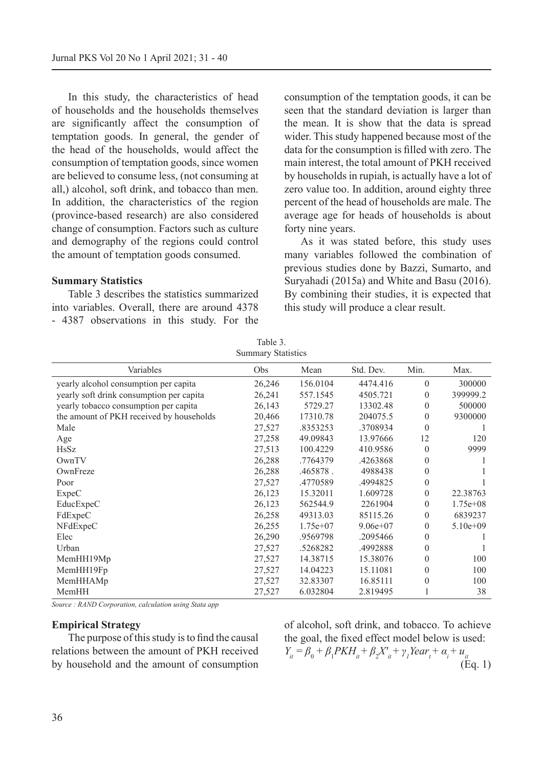In this study, the characteristics of head of households and the households themselves are significantly affect the consumption of temptation goods. In general, the gender of the head of the households, would affect the consumption of temptation goods, since women are believed to consume less, (not consuming at all,) alcohol, soft drink, and tobacco than men. In addition, the characteristics of the region (province-based research) are also considered change of consumption. Factors such as culture and demography of the regions could control the amount of temptation goods consumed.

**Summary Statistics**

Table 3 describes the statistics summarized into variables. Overall, there are around 4378 - 4387 observations in this study. For the consumption of the temptation goods, it can be seen that the standard deviation is larger than the mean. It is show that the data is spread wider. This study happened because most of the data for the consumption is filled with zero. The main interest, the total amount of PKH received by households in rupiah, is actually have a lot of zero value too. In addition, around eighty three percent of the head of households are male. The average age for heads of households is about forty nine years.

As it was stated before, this study uses many variables followed the combination of previous studies done by Bazzi, Sumarto, and Suryahadi (2015a) and White and Basu (2016). By combining their studies, it is expected that this study will produce a clear result.

Table 3.
Summary Statistics

| Variables | Obs | Mean | Std. Dev. | Min. | Max. |
|---|---|---|---|---|---|
| yearly alcohol consumption per capita | 26,246 | 156.0104 | 4474.416 | 0 | 300000 |
| yearly soft drink consumption per capita | 26,241 | 557.1545 | 4505.721 | 0 | 399999.2 |
| yearly tobacco consumption per capita | 26,143 | 5729.27 | 13302.48 | 0 | 500000 |
| the amount of PKH received by households | 20,466 | 17310.78 | 204075.5 | 0 | 9300000 |
| Male | 27,527 | .8353253 | .3708934 | 0 | 1 |
| Age | 27,258 | 49.09843 | 13.97666 | 12 | 120 |
| HsSz | 27,513 | 100.4229 | 410.9586 | 0 | 9999 |
| OwnTV | 26,288 | .7764379 | .4263868 | 0 | 1 |
| OwnFreze | 26,288 | .465878 . | 4988438 | 0 | 1 |
| Poor | 27,527 | .4770589 | .4994825 | 0 | 1 |
| ExpeC | 26,123 | 15.32011 | 1.609728 | 0 | 22.38763 |
| EducExpeC | 26,123 | 562544.9 | 2261904 | 0 | 1.75e+08 |
| FdExpeC | 26,258 | 49313.03 | 85115.26 | 0 | 6839237 |
| NFdExpeC | 26,255 | 1.75e+07 | 9.06e+07 | 0 | 5.10e+09 |
| Elec | 26,290 | .9569798 | .2095466 | 0 | 1 |
| Urban | 27,527 | .5268282 | .4992888 | 0 | 1 |
| MemHH19Mp | 27,527 | 14.38715 | 15.38076 | 0 | 100 |
| MemHH19Fp | 27,527 | 14.04223 | 15.11081 | 0 | 100 |
| MemHHAMp | 27,527 | 32.83307 | 16.85111 | 0 | 100 |
| MemHH | 27,527 | 6.032804 | 2.819495 | 1 | 38 |

*Source : RAND Corporation, calculation using Stata app*

**Empirical Strategy**

The purpose of this study is to find the causal relations between the amount of PKH received by household and the amount of consumption of alcohol, soft drink, and tobacco. To achieve the goal, the fixed effect model below is used:

$$Y_{it} = \beta_0 + \beta_1 PKH_{it} + \beta_2 X'_{it} + \gamma_1 Year_t + \alpha_i + u_{it} \quad \text{(Eq. 1)}$$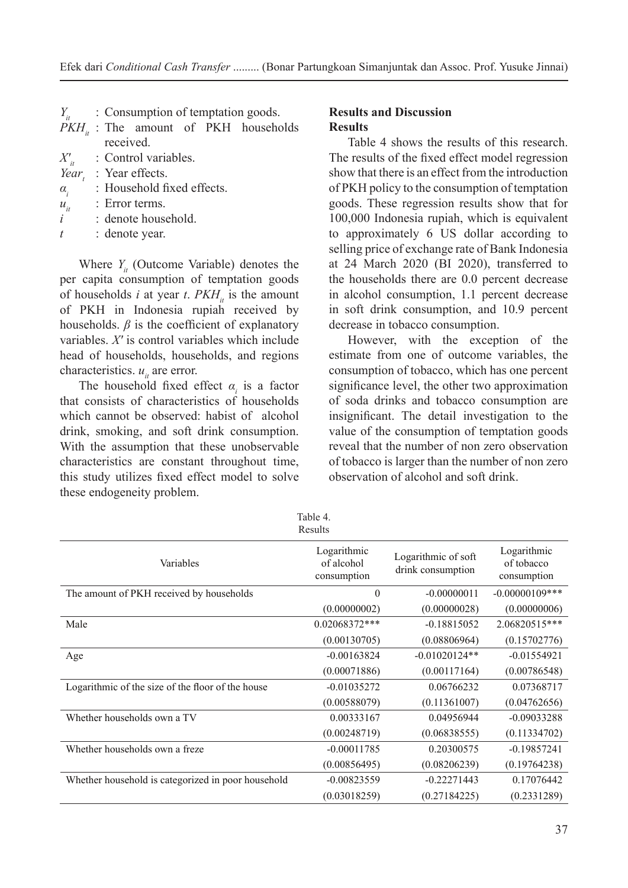$Y_{it}$ : Consumption of temptation goods.
$PKH_{it}$ : The amount of PKH households received.
$X'_{it}$ : Control variables.
$Year_t$ : Year effects.
$\alpha_i$ : Household fixed effects.
$u_{it}$ : Error terms.
$i$ : denote household.
$t$ : denote year.

Where $Y_{it}$ (Outcome Variable) denotes the per capita consumption of temptation goods of households $i$ at year $t$. $PKH_{it}$ is the amount of PKH in Indonesia rupiah received by households. $\beta$ is the coefficient of explanatory variables. $X'$ is control variables which include head of households, households, and regions characteristics. $u_{it}$ are error.

The household fixed effect $\alpha_i$ is a factor that consists of characteristics of households which cannot be observed: habist of alcohol drink, smoking, and soft drink consumption. With the assumption that these unobservable characteristics are constant throughout time, this study utilizes fixed effect model to solve these endogeneity problem.

## Results and Discussion

### Results

Table 4 shows the results of this research. The results of the fixed effect model regression show that there is an effect from the introduction of PKH policy to the consumption of temptation goods. These regression results show that for 100,000 Indonesia rupiah, which is equivalent to approximately 6 US dollar according to selling price of exchange rate of Bank Indonesia at 24 March 2020 (BI 2020), transferred to the households there are 0.0 percent decrease in alcohol consumption, 1.1 percent decrease in soft drink consumption, and 10.9 percent decrease in tobacco consumption.

However, with the exception of the estimate from one of outcome variables, the consumption of tobacco, which has one percent significance level, the other two approximation of soda drinks and tobacco consumption are insignificant. The detail investigation to the value of the consumption of temptation goods reveal that the number of non zero observation of tobacco is larger than the number of non zero observation of alcohol and soft drink.

Table 4.
Results

| Variables | Logarithmic of alcohol consumption | Logarithmic of soft drink consumption | Logarithmic of tobacco consumption |
|---|---|---|---|
| The amount of PKH received by households | 0 | -0.00000011 | -0.00000109*** |
| | (0.00000002) | (0.00000028) | (0.00000006) |
| Male | 0.02068372*** | -0.18815052 | 2.06820515*** |
| | (0.00130705) | (0.08806964) | (0.15702776) |
| Age | -0.00163824 | -0.01020124** | -0.01554921 |
| | (0.00071886) | (0.00117164) | (0.00786548) |
| Logarithmic of the size of the floor of the house | -0.01035272 | 0.06766232 | 0.07368717 |
| | (0.00588079) | (0.11361007) | (0.04762656) |
| Whether households own a TV | 0.00333167 | 0.04956944 | -0.09033288 |
| | (0.00248719) | (0.06838555) | (0.11334702) |
| Whether households own a freze | -0.00011785 | 0.20300575 | -0.19857241 |
| | (0.00856495) | (0.08206239) | (0.19764238) |
| Whether household is categorized in poor household | -0.00823559 | -0.22271443 | 0.17076442 |
| | (0.03018259) | (0.27184225) | (0.2331289) |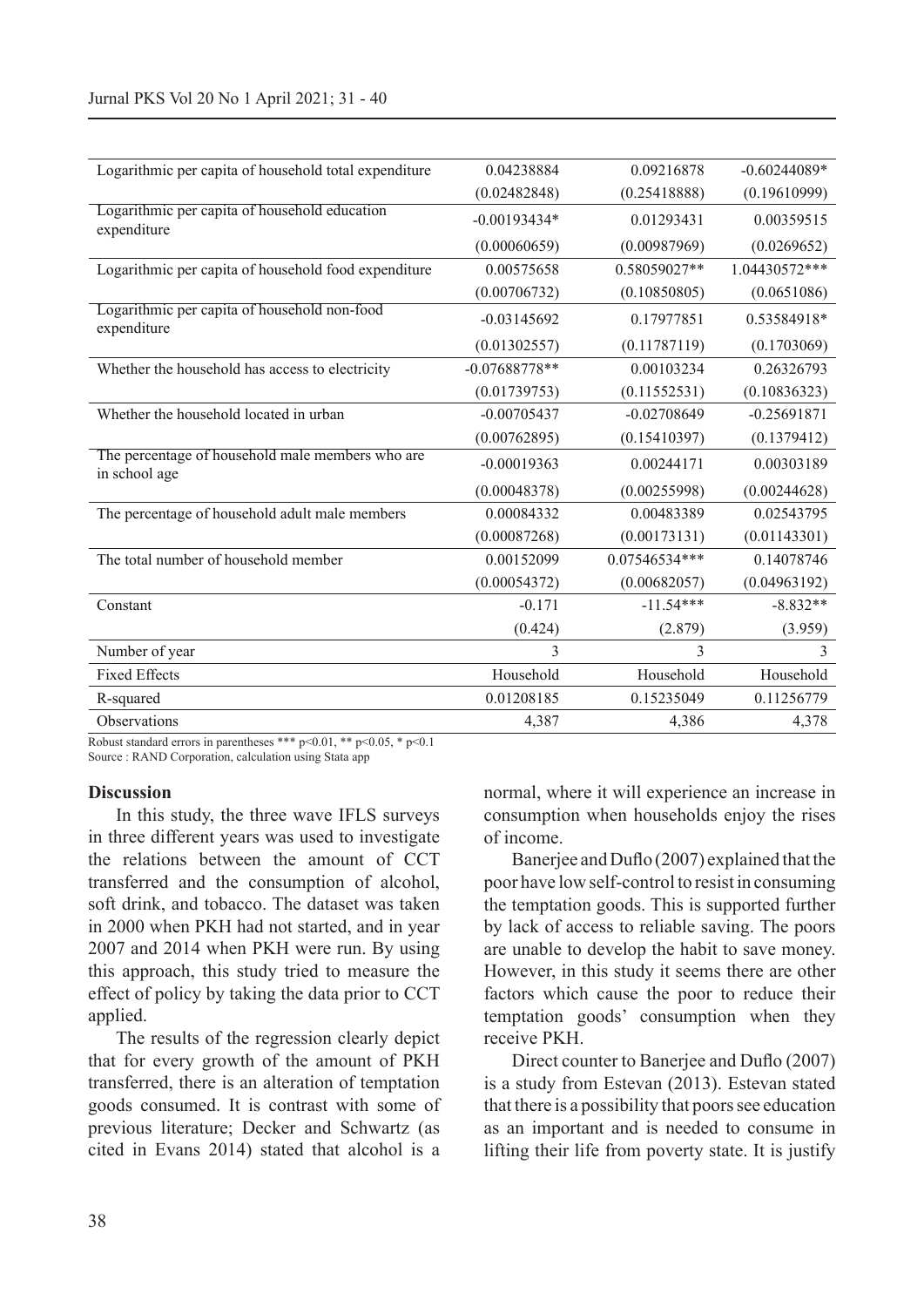| | | | |
|---|---|---|---|
| Logarithmic per capita of household total expenditure | 0.04238884 | 0.09216878 | -0.60244089* |
| | (0.02482848) | (0.25418888) | (0.19610999) |
| Logarithmic per capita of household education expenditure | -0.00193434* | 0.01293431 | 0.00359515 |
| | (0.00060659) | (0.00987969) | (0.0269652) |
| Logarithmic per capita of household food expenditure | 0.00575658 | 0.58059027** | 1.04430572*** |
| | (0.00706732) | (0.10850805) | (0.0651086) |
| Logarithmic per capita of household non-food expenditure | -0.03145692 | 0.17977851 | 0.53584918* |
| | (0.01302557) | (0.11787119) | (0.1703069) |
| Whether the household has access to electricity | -0.07688778** | 0.00103234 | 0.26326793 |
| | (0.01739753) | (0.11552531) | (0.10836323) |
| Whether the household located in urban | -0.00705437 | -0.02708649 | -0.25691871 |
| | (0.00762895) | (0.15410397) | (0.1379412) |
| The percentage of household male members who are in school age | -0.00019363 | 0.00244171 | 0.00303189 |
| | (0.00048378) | (0.00255998) | (0.00244628) |
| The percentage of household adult male members | 0.00084332 | 0.00483389 | 0.02543795 |
| | (0.00087268) | (0.00173131) | (0.01143301) |
| The total number of household member | 0.00152099 | 0.07546534*** | 0.14078746 |
| | (0.00054372) | (0.00682057) | (0.04963192) |
| Constant | -0.171 | -11.54*** | -8.832** |
| | (0.424) | (2.879) | (3.959) |
| Number of year | 3 | 3 | 3 |
| Fixed Effects | Household | Household | Household |
| R-squared | 0.01208185 | 0.15235049 | 0.11256779 |
| Observations | 4,387 | 4,386 | 4,378 |

Robust standard errors in parentheses *** $p<0.01$, ** $p<0.05$, * $p<0.1$

Source : RAND Corporation, calculation using Stata app

**Discussion**

In this study, the three wave IFLS surveys in three different years was used to investigate the relations between the amount of CCT transferred and the consumption of alcohol, soft drink, and tobacco. The dataset was taken in 2000 when PKH had not started, and in year 2007 and 2014 when PKH were run. By using this approach, this study tried to measure the effect of policy by taking the data prior to CCT applied.

The results of the regression clearly depict that for every growth of the amount of PKH transferred, there is an alteration of temptation goods consumed. It is contrast with some of previous literature; Decker and Schwartz (as cited in Evans 2014) stated that alcohol is a normal, where it will experience an increase in consumption when households enjoy the rises of income.

Banerjee and Duflo (2007) explained that the poor have low self-control to resist in consuming the temptation goods. This is supported further by lack of access to reliable saving. The poors are unable to develop the habit to save money. However, in this study it seems there are other factors which cause the poor to reduce their temptation goods' consumption when they receive PKH.

Direct counter to Banerjee and Duflo (2007) is a study from Estevan (2013). Estevan stated that there is a possibility that poors see education as an important and is needed to consume in lifting their life from poverty state. It is justify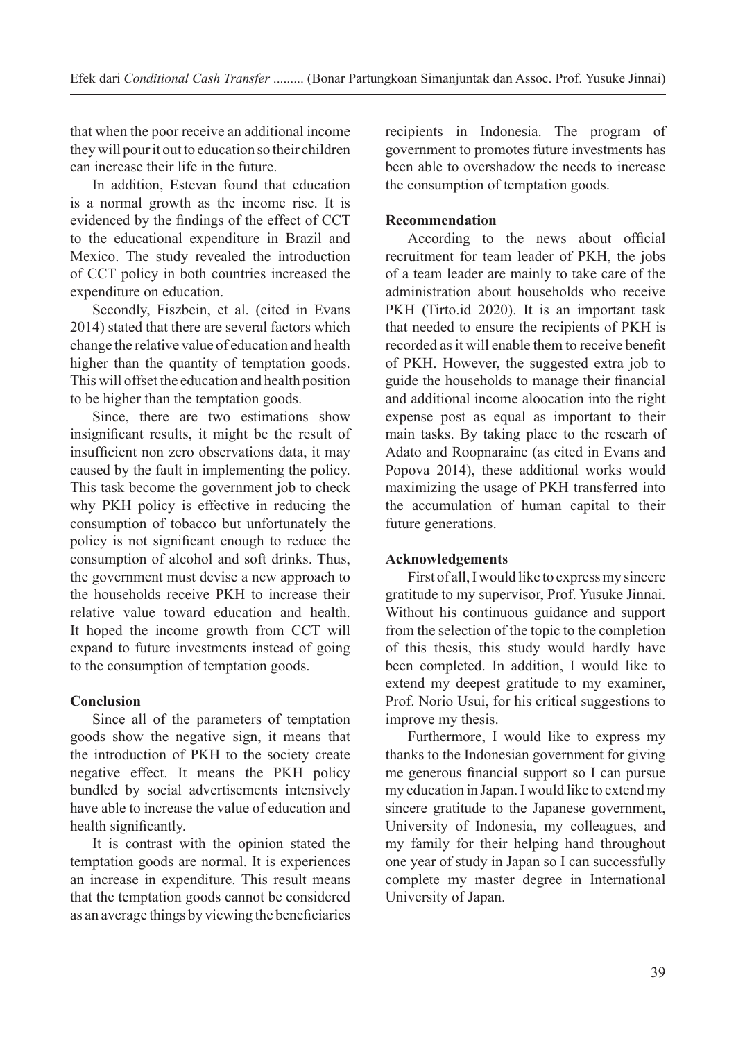that when the poor receive an additional income they will pour it out to education so their children can increase their life in the future.

In addition, Estevan found that education is a normal growth as the income rise. It is evidenced by the findings of the effect of CCT to the educational expenditure in Brazil and Mexico. The study revealed the introduction of CCT policy in both countries increased the expenditure on education.

Secondly, Fiszbein, et al. (cited in Evans 2014) stated that there are several factors which change the relative value of education and health higher than the quantity of temptation goods. This will offset the education and health position to be higher than the temptation goods.

Since, there are two estimations show insignificant results, it might be the result of insufficient non zero observations data, it may caused by the fault in implementing the policy. This task become the government job to check why PKH policy is effective in reducing the consumption of tobacco but unfortunately the policy is not significant enough to reduce the consumption of alcohol and soft drinks. Thus, the government must devise a new approach to the households receive PKH to increase their relative value toward education and health. It hoped the income growth from CCT will expand to future investments instead of going to the consumption of temptation goods.

## Conclusion

Since all of the parameters of temptation goods show the negative sign, it means that the introduction of PKH to the society create negative effect. It means the PKH policy bundled by social advertisements intensively have able to increase the value of education and health significantly.

It is contrast with the opinion stated the temptation goods are normal. It is experiences an increase in expenditure. This result means that the temptation goods cannot be considered as an average things by viewing the beneficiaries recipients in Indonesia. The program of government to promotes future investments has been able to overshadow the needs to increase the consumption of temptation goods.

## Recommendation

According to the news about official recruitment for team leader of PKH, the jobs of a team leader are mainly to take care of the administration about households who receive PKH (Tirto.id 2020). It is an important task that needed to ensure the recipients of PKH is recorded as it will enable them to receive benefit of PKH. However, the suggested extra job to guide the households to manage their financial and additional income aloocation into the right expense post as equal as important to their main tasks. By taking place to the researh of Adato and Roopnaraine (as cited in Evans and Popova 2014), these additional works would maximizing the usage of PKH transferred into the accumulation of human capital to their future generations.

## Acknowledgements

First of all, I would like to express my sincere gratitude to my supervisor, Prof. Yusuke Jinnai. Without his continuous guidance and support from the selection of the topic to the completion of this thesis, this study would hardly have been completed. In addition, I would like to extend my deepest gratitude to my examiner, Prof. Norio Usui, for his critical suggestions to improve my thesis.

Furthermore, I would like to express my thanks to the Indonesian government for giving me generous financial support so I can pursue my education in Japan. I would like to extend my sincere gratitude to the Japanese government, University of Indonesia, my colleagues, and my family for their helping hand throughout one year of study in Japan so I can successfully complete my master degree in International University of Japan.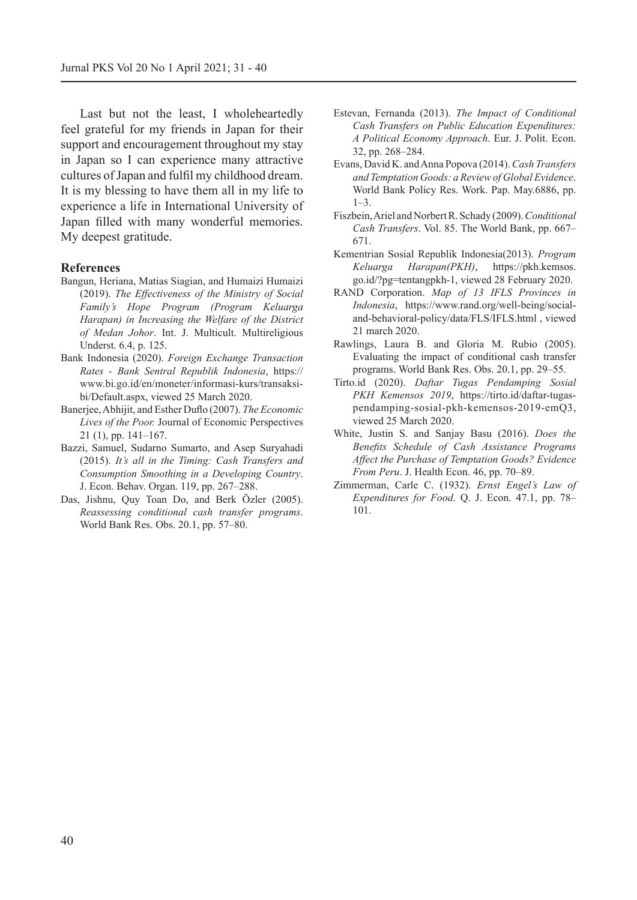Last but not the least, I wholeheartedly feel grateful for my friends in Japan for their support and encouragement throughout my stay in Japan so I can experience many attractive cultures of Japan and fulfil my childhood dream. It is my blessing to have them all in my life to experience a life in International University of Japan filled with many wonderful memories. My deepest gratitude.

### References

Bangun, Heriana, Matias Siagian, and Humaizi Humaizi (2019). *The Effectiveness of the Ministry of Social Family's Hope Program (Program Keluarga Harapan) in Increasing the Welfare of the District of Medan Johor*. Int. J. Multicult. Multireligious Underst. 6.4, p. 125.

Bank Indonesia (2020). *Foreign Exchange Transaction Rates - Bank Sentral Republik Indonesia*, https://www.bi.go.id/en/moneter/informasi-kurs/transaksi-bi/Default.aspx, viewed 25 March 2020.

Banerjee, Abhijit, and Esther Duflo (2007). *The Economic Lives of the Poor.* Journal of Economic Perspectives 21 (1), pp. 141–167.

Bazzi, Samuel, Sudarno Sumarto, and Asep Suryahadi (2015). *It's all in the Timing: Cash Transfers and Consumption Smoothing in a Developing Country*. J. Econ. Behav. Organ. 119, pp. 267–288.

Das, Jishnu, Quy Toan Do, and Berk Özler (2005). *Reassessing conditional cash transfer programs*. World Bank Res. Obs. 20.1, pp. 57–80.

Estevan, Fernanda (2013). *The Impact of Conditional Cash Transfers on Public Education Expenditures: A Political Economy Approach*. Eur. J. Polit. Econ. 32, pp. 268–284.

Evans, David K. and Anna Popova (2014). *Cash Transfers and Temptation Goods: a Review of Global Evidence*. World Bank Policy Res. Work. Pap. May.6886, pp. 1–3.

Fiszbein, Ariel and Norbert R. Schady (2009). *Conditional Cash Transfers*. Vol. 85. The World Bank, pp. 667–671.

Kementrian Sosial Republik Indonesia(2013). *Program Keluarga Harapan(PKH)*, https://pkh.kemsos.go.id/?pg=tentangpkh-1, viewed 28 February 2020.

RAND Corporation. *Map of 13 IFLS Provinces in Indonesia*, https://www.rand.org/well-being/social-and-behavioral-policy/data/FLS/IFLS.html , viewed 21 march 2020.

Rawlings, Laura B. and Gloria M. Rubio (2005). Evaluating the impact of conditional cash transfer programs. World Bank Res. Obs. 20.1, pp. 29–55.

Tirto.id (2020). *Daftar Tugas Pendamping Sosial PKH Kemensos 2019*, https://tirto.id/daftar-tugas-pendamping-sosial-pkh-kemensos-2019-emQ3, viewed 25 March 2020.

White, Justin S. and Sanjay Basu (2016). *Does the Benefits Schedule of Cash Assistance Programs Affect the Purchase of Temptation Goods? Evidence From Peru*. J. Health Econ. 46, pp. 70–89.

Zimmerman, Carle C. (1932). *Ernst Engel's Law of Expenditures for Food*. Q. J. Econ. 47.1, pp. 78–101.